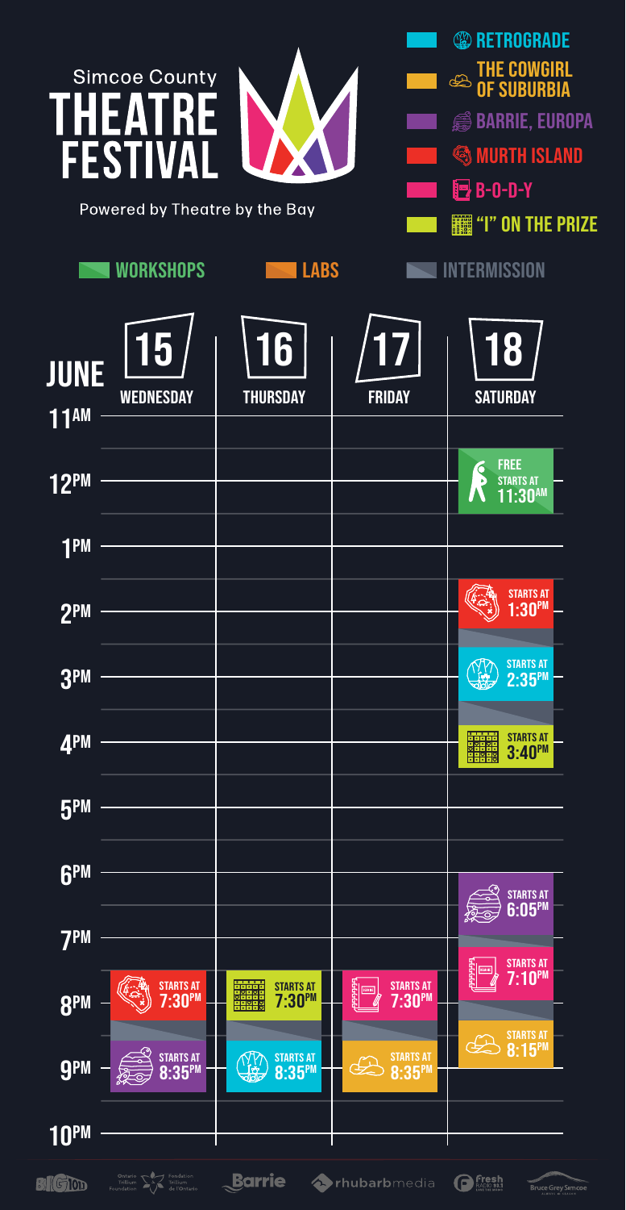# Simcoe County THEATRE FESTIVAL

Powered by Theatre by the Bay

**Legend:**

- RETROGRADE
- THE COWGIRL OF SUBURBIA
- BARRIE, EUROPA
- MURTH ISLAND
- B-O-D-Y
- "I" ON THE PRIZE

WORKSHOPS | LABS | INTERMISSION

## JUNE

| | 15 WEDNESDAY | 16 THURSDAY | 17 FRIDAY | 18 SATURDAY |
|---|---|---|---|---|
| 11AM | | | | FREE STARTS AT 11:30AM |
| 12PM | | | | |
| 1PM | | | | STARTS AT 1:30PM |
| 2PM | | | | STARTS AT 2:35PM |
| 3PM | | | | STARTS AT 3:40PM |
| 4PM | | | | |
| 5PM | | | | |
| 6PM | | | | STARTS AT 6:05PM |
| 7PM | STARTS AT 7:30PM | STARTS AT 7:30PM | STARTS AT 7:30PM | STARTS AT 7:10PM |
| 8PM | STARTS AT 8:35PM | STARTS AT 8:35PM | STARTS AT 8:35PM | STARTS AT 8:15PM |
| 9PM | | | | |
| 10PM | | | | |

Barrie | rhubarbmedia | Fresh | Bruce Grey Simcoe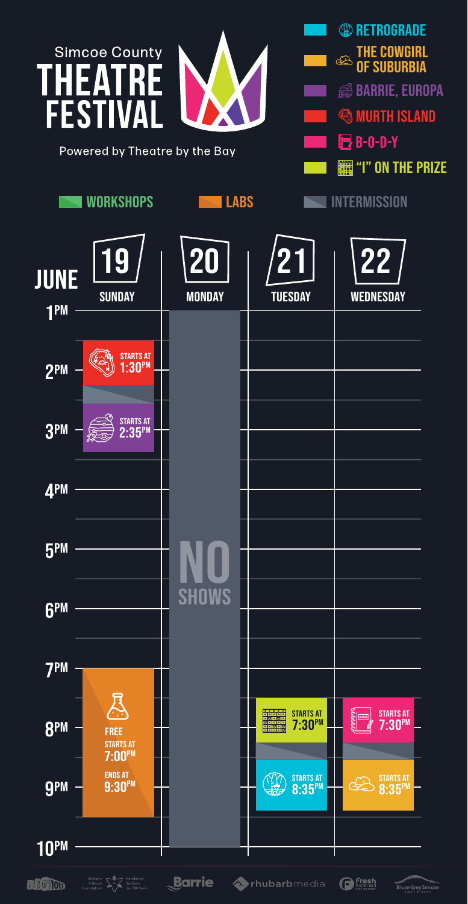# Simcoe County THEATRE FESTIVAL

Powered by Theatre by the Bay

- RETROGRADE
- THE COWGIRL OF SUBURBIA
- BARRIE, EUROPA
- MURTH ISLAND
- B-O-D-Y
- "I" ON THE PRIZE

WORKSHOPS | LABS | INTERMISSION

## JUNE

| | 19 SUNDAY | 20 MONDAY | 21 TUESDAY | 22 WEDNESDAY |
|---|---|---|---|---|
| 1PM | | NO SHOWS | | |
| 2PM | Murth Island — STARTS AT 1:30PM | | | |
| 3PM | Barrie, Europa — STARTS AT 2:35PM | | | |
| 7PM–9:30PM | Labs — FREE, STARTS AT 7:00PM, ENDS AT 9:30PM | | "I" On the Prize — STARTS AT 7:30PM | B-O-D-Y — STARTS AT 7:30PM |
| 9PM | | | Retrograde — STARTS AT 8:35PM | The Cowgirl of Suburbia — STARTS AT 8:35PM |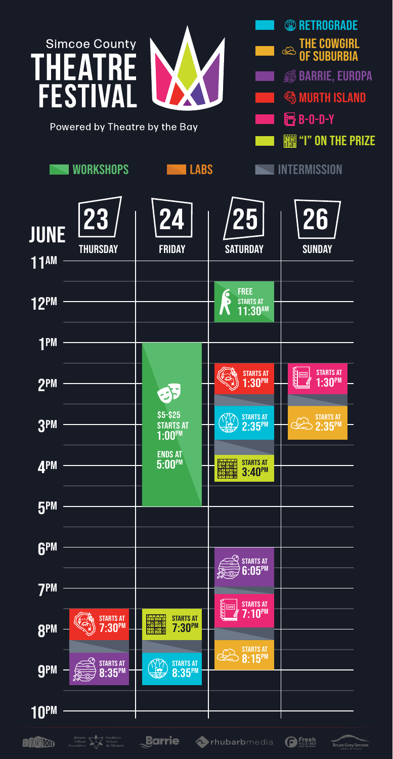Simcoe County

# THEATRE FESTIVAL

Powered by Theatre by the Bay

RETROGRADE

THE COWGIRL OF SUBURBIA

BARRIE, EUROPA

MURTH ISLAND

B-O-D-Y

"I" ON THE PRIZE

WORKSHOPS

LABS

INTERMISSION

JUNE

23 THURSDAY

24 FRIDAY

25 SATURDAY

26 SUNDAY

11AM

12PM

1PM

2PM

3PM

4PM

5PM

6PM

7PM

8PM

9PM

10PM

**23 THURSDAY**

STARTS AT 7:30PM

STARTS AT 8:35PM

**24 FRIDAY**

$5-$25 STARTS AT 1:00PM ENDS AT 5:00PM

STARTS AT 7:30PM

STARTS AT 8:35PM

**25 SATURDAY**

FREE STARTS AT 11:30AM

STARTS AT 1:30PM

STARTS AT 2:35PM

STARTS AT 3:40PM

STARTS AT 6:05PM

STARTS AT 7:10PM

STARTS AT 8:15PM

**26 SUNDAY**

STARTS AT 1:30PM

STARTS AT 2:35PM

BIG 101 · Ontario Trillium Foundation / Fondation Trillium de l'Ontario · Barrie · rhubarbmedia · Fresh Radio 93.1 · Bruce Grey Simcoe